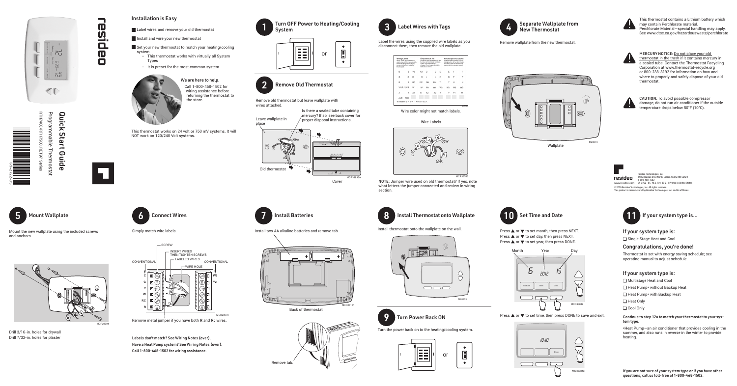# Quick Start Guide

Programmable Thermostat

RTH7400/RTH7500, RET97 Series

69-2722-05

resideo

## Installation is Easy

- Label wires and remove your old thermostat
- Install and wire your new thermostat
- Set your new thermostat to match your heating/cooling system
  - This thermostat works with virtually all System Types
  - It is preset for the most common system

### We are here to help.

Call 1-800-468-1502 for wiring assistance before returning the thermostat to the store.

This thermostat works on 24 volt or 750 mV systems. It will NOT work on 120/240 Volt systems.

## 1 Turn OFF Power to Heating/Cooling System

or

## 2 Remove Old Thermostat

Remove old thermostat but leave wallplate with wires attached.

Leave wallplate in place

Is there a sealed tube containing mercury? If so, see back cover for proper disposal instructions.

Old thermostat

Cover

MCR33835A

## 3 Label Wires with Tags

Label the wires using the supplied wire labels as you disconnect them, then remove the old wallplate.

Wire color might not match labels.

Wire Labels

MCR33703

**NOTE:** Jumper wire used on old thermostat? If yes, note what letters the jumper connected and review in wiring section.

## 4 Separate Wallplate from New Thermostat

Remove wallplate from the new thermostat.

Wallplate

M28073

This thermostat contains a Lithium battery which may contain Perchlorate material. Perchlorate Material—special handling may apply, See www.dtsc.ca.gov/hazardouswaste/perchlorate

MERCURY NOTICE: Do not place your old thermostat in the trash if it contains mercury in a sealed tube. Contact the Thermostat Recycling Corporation at www.thermostat-recycle.org or 800-238-8192 for information on how and where to properly and safely dispose of your old thermostat.

**CAUTION:** To avoid possible compressor damage, do not run air conditioner if the outside temperature drops below 50°F (10°C).

Resideo Technologies, Inc.
1985 Douglas Drive North, Golden Valley, MN 55422
1-800-468-1502
www.resideo.com 69-2722—05 M.S. Rev. 07-21 | Printed in United States

© 2020 Resideo Technologies, Inc. All rights reserved.
This product is manufactured by Resideo Technologies, Inc. and its affiliates.

## 5 Mount Wallplate

Mount the new wallplate using the included screws and anchors.

MCR28094

Drill 3/16-in. holes for drywall
Drill 7/32-in. holes for plaster

## 6 Connect Wires

Simply match wire labels.

SCREW

INSERT WIRES THEN TIGHTEN SCREWS

LABELED WIRES

CONVENTIONAL

WIRE HOLE

CONVENTIONAL

C, G, Y, W, RC, R — W2, Y2

MCR28078

Remove metal jumper if you have both **R** and **Rc** wires.

**Labels don't match? See Wiring Notes (over).**
**Have a Heat Pump system? See Wiring Notes (over).**
**Call 1-800-468-1502 for wiring assistance.**

## 7 Install Batteries

Install two AA alkaline batteries and remove tab.

Back of thermostat

MCR28101

Remove tab.

## 8 Install Thermostat onto Wallplate

Install thermostat onto the wallplate on the wall.

M28103

## 9 Turn Power Back ON

Turn the power back on to the heating/cooling system.

or

## 10 Set Time and Date

Press ▲ or ▼ to set month, then press NEXT.
Press ▲ or ▼ to set day, then press NEXT.
Press ▲ or ▼ to set year, then press DONE.

Month Year Day

MCR33842

Press ▲ or ▼ to set time, then press DONE to save and exit.

MCR33843

## 11 If your system type is...

### If your system type is:

- ❑ Single Stage Heat and Cool

### Congratulations, you're done!

Thermostat is set with energy saving schedule; see operating manual to adjust schedule.

### If your system type is:

- ❑ Multistage Heat and Cool
- ❑ Heat Pump* without Backup Heat
- ❑ Heat Pump* with Backup Heat
- ❑ Heat Only
- ❑ Cool Only

**Continue to step 12a to match your thermostat to your system type.**

*Heat Pump—an air conditioner that provides cooling in the summer, and also runs in reverse in the winter to provide heating.

**If you are not sure of your system type or if you have other questions, call us toll-free at 1-800-468-1502.**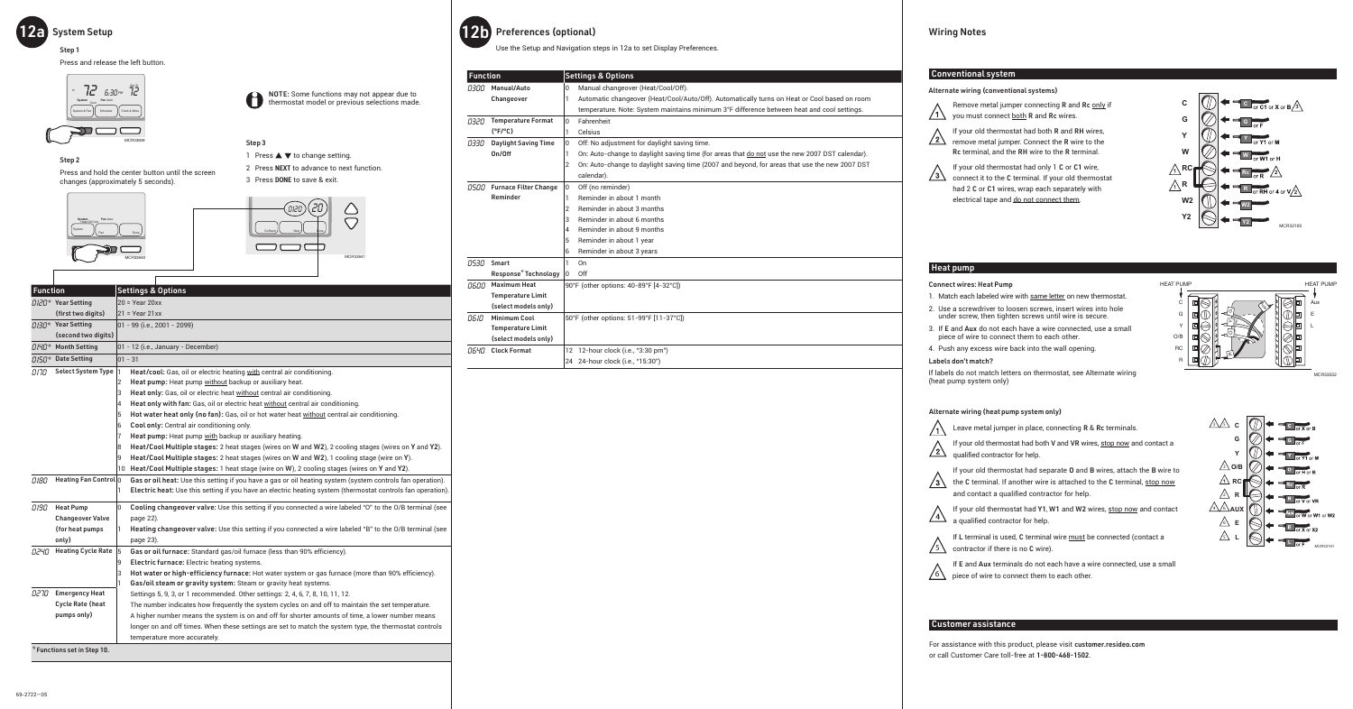# 12a System Setup

**Step 1**

Press and release the left button.

**Step 2**

Press and hold the center button until the screen changes (approximately 5 seconds).

NOTE: Some functions may not appear due to thermostat model or previous selections made.

**Step 3**

1. Press ▲ ▼ to change setting.
2. Press **NEXT** to advance to next function.
3. Press **DONE** to save & exit.

| Function | | Settings & Options | |
|---|---|---|---|
| 0120* | Year Setting (first two digits) | 20 = Year 20xx<br>21 = Year 21xx | |
| 0130* | Year Setting (second two digits) | 01 - 99 (i.e., 2001 - 2099) | |
| 0140* | Month Setting | 01 - 12 (i.e., January - December) | |
| 0150* | Date Setting | 01 - 31 | |
| 0170 | Select System Type | 1 | **Heat/cool:** Gas, oil or electric heating with central air conditioning. |
| | | 2 | **Heat pump:** Heat pump without backup or auxiliary heat. |
| | | 3 | **Heat only:** Gas, oil or electric heat without central air conditioning. |
| | | 4 | **Heat only with fan:** Gas, oil or electric heat without central air conditioning. |
| | | 5 | **Hot water heat only (no fan):** Gas, oil or hot water heat without central air conditioning. |
| | | 6 | **Cool only:** Central air conditioning only. |
| | | 7 | **Heat pump:** Heat pump with backup or auxiliary heating. |
| | | 8 | **Heat/Cool Multiple stages:** 2 heat stages (wires on **W** and **W2**), 2 cooling stages (wires on **Y** and **Y2**). |
| | | 9 | **Heat/Cool Multiple stages:** 2 heat stages (wires on **W** and **W2**), 1 cooling stage (wire on **Y**). |
| | | 10 | **Heat/Cool Multiple stages:** 1 heat stage (wire on **W**), 2 cooling stages (wires on **Y** and **Y2**). |
| 0180 | Heating Fan Control | 0 | **Gas or oil heat:** Use this setting if you have a gas or oil heating system (system controls fan operation). |
| | | 1 | **Electric heat:** Use this setting if you have an electric heating system (thermostat controls fan operation). |
| 0190 | Heat Pump Changeover Valve (for heat pumps only) | 0 | **Cooling changeover valve:** Use this setting if you connected a wire labeled "O" to the O/B terminal (see page 22). |
| | | 1 | **Heating changeover valve:** Use this setting if you connected a wire labeled "B" to the O/B terminal (see page 23). |
| 0240 | Heating Cycle Rate | 5 | **Gas or oil furnace:** Standard gas/oil furnace (less than 90% efficiency). |
| | | 9 | **Electric furnace:** Electric heating systems. |
| | | 3 | **Hot water or high-efficiency furnace:** Hot water system or gas furnace (more than 90% efficiency). |
| | | 1 | **Gas/oil steam or gravity system:** Steam or gravity heat systems. |
| 0270 | Emergency Heat Cycle Rate (heat pumps only) | | Settings 5, 9, 3 or 1 recommended. Other settings: 2, 4, 6, 7, 8, 10, 11, 12.<br>The number indicates how frequently the system cycles on and off to maintain the set temperature. A higher number means the system is on and off for shorter amounts of time, a lower number means longer on and off times. When these settings are set to match the system type, the thermostat controls temperature more accurately. |

*Functions set in Step 10.

# 12b Preferences (optional)

Use the Setup and Navigation steps in 12a to set Display Preferences.

| Function | | Settings & Options | |
|---|---|---|---|
| 0300 | Manual/Auto Changeover | 0 | Manual changeover (Heat/Cool/Off). |
| | | 1 | Automatic changeover (Heat/Cool/Auto/Off). Automatically turns on Heat or Cool based on room temperature. Note: System maintains minimum 3°F difference between heat and cool settings. |
| 0320 | Temperature Format (°F/°C) | 0 | Fahrenheit |
| | | 1 | Celsius |
| 0330 | Daylight Saving Time On/Off | 0 | Off: No adjustment for daylight saving time. |
| | | 1 | On: Auto-change to daylight saving time (for areas that do not use the new 2007 DST calendar). |
| | | 2 | On: Auto-change to daylight saving time (2007 and beyond, for areas that use the new 2007 DST calendar). |
| 0500 | Furnace Filter Change Reminder | 0 | Off (no reminder) |
| | | 1 | Reminder in about 1 month |
| | | 2 | Reminder in about 3 months |
| | | 3 | Reminder in about 6 months |
| | | 4 | Reminder in about 9 months |
| | | 5 | Reminder in about 1 year |
| | | 6 | Reminder in about 3 years |
| 0530 | Smart Response® Technology | 1 | On |
| | | 0 | Off |
| 0600 | Maximum Heat Temperature Limit (select models only) | | 90°F (other options: 40-89°F [4-32°C]) |
| 0610 | Minimum Cool Temperature Limit (select models only) | | 50°F (other options: 51-99°F [11-37°C]) |
| 0640 | Clock Format | 12 | 12-hour clock (i.e., "3:30 pm") |
| | | 24 | 24-hour clock (i.e., "15:30") |

# Wiring Notes

## Conventional system

**Alternate wiring (conventional systems)**

1. Remove metal jumper connecting **R** and **Rc** only if you must connect both **R** and **Rc** wires.
2. If your old thermostat had both **R** and **RH** wires, remove metal jumper. Connect the **R** wire to the **Rc** terminal, and the **RH** wire to the **R** terminal.
3. If your old thermostat had only 1 **C** or **C1** wire, connect it to the **C** terminal. If your old thermostat had 2 **C** or **C1** wires, wrap each separately with electrical tape and do not connect them.

C — C or C1 or X or B (3)
G — G or F
Y — Y or Y1 or M
W — W or W1 or H
RC (1) — Rc or R (2)
R (1) — R or RH or 4 or V (2)
W2 — W2
Y2 — Y2

## Heat pump

**Connect wires: Heat Pump**

1. Match each labeled wire with same letter on new thermostat.
2. Use a screwdriver to loosen screws, insert wires into hole under screw, then tighten screws until wire is secure.
3. If **E** and **Aux** do not each have a wire connected, use a small piece of wire to connect them to each other.
4. Push any excess wire back into the wall opening.

**Labels don't match?**

If labels do not match letters on thermostat, see Alternate wiring (heat pump system only)

HEAT PUMP: C, G, Y, O/B, RC, R — Aux, E, L

**Alternate wiring (heat pump system only)**

1. Leave metal jumper in place, connecting **R** & **Rc** terminals.
2. If your old thermostat had both **V** and **VR** wires, stop now and contact a qualified contractor for help.
3. If your old thermostat had separate **O** and **B** wires, attach the **B** wire to the **C** terminal. If another wire is attached to the **C** terminal, stop now and contact a qualified contractor for help.
4. If your old thermostat had **Y1**, **W1** and **W2** wires, stop now and contact a qualified contractor for help.
5. If **L** terminal is used, **C** terminal wire must be connected (contact a contractor if there is no **C** wire).
6. If **E** and **Aux** terminals do not each have a wire connected, use a small piece of wire to connect them to each other.

C (3)(5) — C or X or B
G — G or F
Y — Y or Y1 or M
O/B (3) — O or B
RC (1) — Rc or R
R (1) — R or V or VR
AUX (4)(6) — Aux or W or W1 or W2
E (6) — E or X2
L (5) — L or F

## Customer assistance

For assistance with this product, please visit **customer.resideo.com** or call Customer Care toll-free at **1-800-468-1502**.